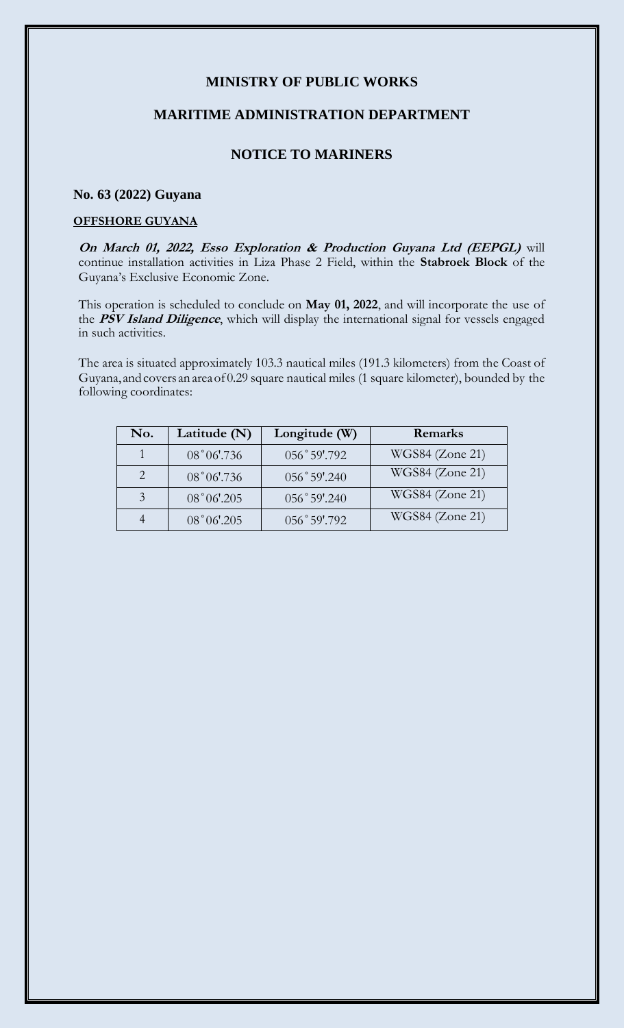# MINISTRY OF PUBLIC WORKS

## MARITIME ADMINISTRATION DEPARTMENT

## NOTICE TO MARINERS

**No. 63 (2022) Guyana**

**OFFSHORE GUYANA**

***On March 01, 2022, Esso Exploration & Production Guyana Ltd (EEPGL)*** will continue installation activities in Liza Phase 2 Field, within the **Stabroek Block** of the Guyana's Exclusive Economic Zone.

This operation is scheduled to conclude on **May 01, 2022**, and will incorporate the use of the ***PSV Island Diligence***, which will display the international signal for vessels engaged in such activities.

The area is situated approximately 103.3 nautical miles (191.3 kilometers) from the Coast of Guyana, and covers an area of 0.29 square nautical miles (1 square kilometer), bounded by the following coordinates:

| No. | Latitude (N) | Longitude (W) | Remarks |
|---|---|---|---|
| 1 | 08˚06'.736 | 056˚59'.792 | WGS84 (Zone 21) |
| 2 | 08˚06'.736 | 056˚59'.240 | WGS84 (Zone 21) |
| 3 | 08˚06'.205 | 056˚59'.240 | WGS84 (Zone 21) |
| 4 | 08˚06'.205 | 056˚59'.792 | WGS84 (Zone 21) |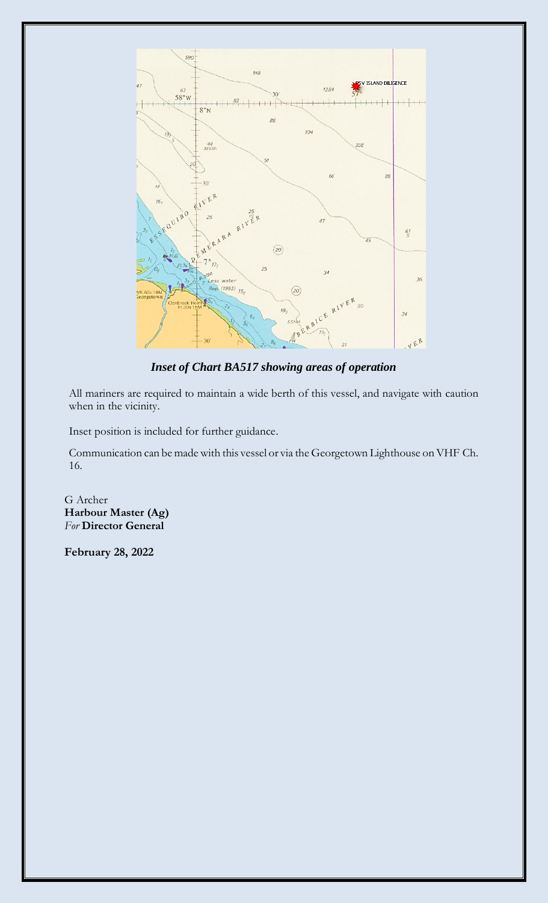*Inset of Chart BA517 showing areas of operation*

All mariners are required to maintain a wide berth of this vessel, and navigate with caution when in the vicinity.

Inset position is included for further guidance.

Communication can be made with this vessel or via the Georgetown Lighthouse on VHF Ch. 16.

G Archer
**Harbour Master (Ag)**
*For* **Director General**

**February 28, 2022**